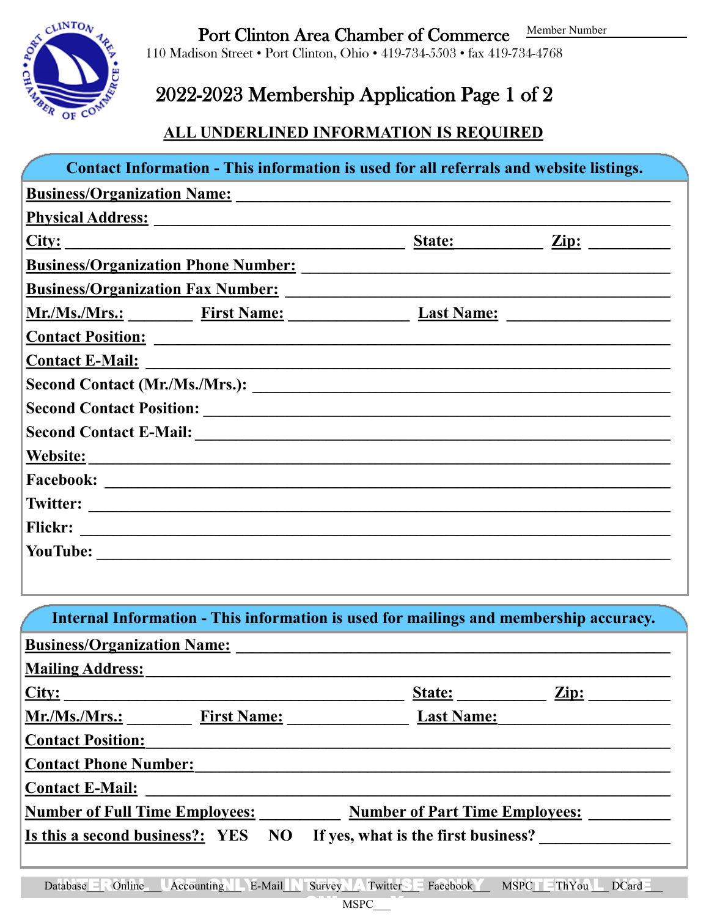# Port Clinton Area Chamber of Commerce

Member Number \_\_\_\_\_\_\_\_\_\_\_\_

110 Madison Street • Port Clinton, Ohio • 419-734-5503 • fax 419-734-4768

## 2022-2023 Membership Application Page 1 of 2

**ALL UNDERLINED INFORMATION IS REQUIRED**

### Contact Information - This information is used for all referrals and website listings.

**Business/Organization Name:** \_\_\_\_\_\_\_\_\_\_\_\_\_\_\_\_\_\_\_\_\_\_\_\_\_\_\_\_\_\_\_\_\_\_\_\_\_\_\_\_

**Physical Address:** \_\_\_\_\_\_\_\_\_\_\_\_\_\_\_\_\_\_\_\_\_\_\_\_\_\_\_\_\_\_\_\_\_\_\_\_\_\_\_\_

**City:** \_\_\_\_\_\_\_\_\_\_\_\_\_\_\_\_\_\_\_\_ **State:** \_\_\_\_\_\_\_\_ **Zip:** \_\_\_\_\_\_\_\_

**Business/Organization Phone Number:** \_\_\_\_\_\_\_\_\_\_\_\_\_\_\_\_\_\_\_\_\_\_\_\_\_\_\_\_

**Business/Organization Fax Number:** \_\_\_\_\_\_\_\_\_\_\_\_\_\_\_\_\_\_\_\_\_\_\_\_\_\_\_\_

**Mr./Ms./Mrs.:** \_\_\_\_\_\_ **First Name:** \_\_\_\_\_\_\_\_\_\_\_\_ **Last Name:** \_\_\_\_\_\_\_\_\_\_\_\_

**Contact Position:** \_\_\_\_\_\_\_\_\_\_\_\_\_\_\_\_\_\_\_\_\_\_\_\_\_\_\_\_\_\_\_\_\_\_\_\_\_\_\_\_

**Contact E-Mail:** \_\_\_\_\_\_\_\_\_\_\_\_\_\_\_\_\_\_\_\_\_\_\_\_\_\_\_\_\_\_\_\_\_\_\_\_\_\_\_\_

Second Contact (Mr./Ms./Mrs.): \_\_\_\_\_\_\_\_\_\_\_\_\_\_\_\_\_\_\_\_\_\_\_\_\_\_\_\_\_\_

Second Contact Position: \_\_\_\_\_\_\_\_\_\_\_\_\_\_\_\_\_\_\_\_\_\_\_\_\_\_\_\_\_\_\_\_\_\_

Second Contact E-Mail: \_\_\_\_\_\_\_\_\_\_\_\_\_\_\_\_\_\_\_\_\_\_\_\_\_\_\_\_\_\_\_\_\_\_

**Website:** \_\_\_\_\_\_\_\_\_\_\_\_\_\_\_\_\_\_\_\_\_\_\_\_\_\_\_\_\_\_\_\_\_\_\_\_\_\_\_\_

Facebook: \_\_\_\_\_\_\_\_\_\_\_\_\_\_\_\_\_\_\_\_\_\_\_\_\_\_\_\_\_\_\_\_\_\_\_\_\_\_\_\_

Twitter: \_\_\_\_\_\_\_\_\_\_\_\_\_\_\_\_\_\_\_\_\_\_\_\_\_\_\_\_\_\_\_\_\_\_\_\_\_\_\_\_

Flickr: \_\_\_\_\_\_\_\_\_\_\_\_\_\_\_\_\_\_\_\_\_\_\_\_\_\_\_\_\_\_\_\_\_\_\_\_\_\_\_\_

YouTube: \_\_\_\_\_\_\_\_\_\_\_\_\_\_\_\_\_\_\_\_\_\_\_\_\_\_\_\_\_\_\_\_\_\_\_\_\_\_\_\_

### Internal Information - This information is used for mailings and membership accuracy.

**Business/Organization Name:** \_\_\_\_\_\_\_\_\_\_\_\_\_\_\_\_\_\_\_\_\_\_\_\_\_\_\_\_\_\_\_\_\_\_\_\_\_\_\_\_

**Mailing Address:** \_\_\_\_\_\_\_\_\_\_\_\_\_\_\_\_\_\_\_\_\_\_\_\_\_\_\_\_\_\_\_\_\_\_\_\_\_\_\_\_

**City:** \_\_\_\_\_\_\_\_\_\_\_\_\_\_\_\_\_\_\_\_ **State:** \_\_\_\_\_\_\_\_ **Zip:** \_\_\_\_\_\_\_\_

**Mr./Ms./Mrs.:** \_\_\_\_\_\_ **First Name:** \_\_\_\_\_\_\_\_\_\_\_\_ **Last Name:** \_\_\_\_\_\_\_\_\_\_\_\_

**Contact Position:** \_\_\_\_\_\_\_\_\_\_\_\_\_\_\_\_\_\_\_\_\_\_\_\_\_\_\_\_\_\_\_\_\_\_\_\_\_\_\_\_

**Contact Phone Number:** \_\_\_\_\_\_\_\_\_\_\_\_\_\_\_\_\_\_\_\_\_\_\_\_\_\_\_\_\_\_\_\_\_\_

**Contact E-Mail:** \_\_\_\_\_\_\_\_\_\_\_\_\_\_\_\_\_\_\_\_\_\_\_\_\_\_\_\_\_\_\_\_\_\_\_\_\_\_\_\_

**Number of Full Time Employees:** \_\_\_\_\_\_\_\_ **Number of Part Time Employees:** \_\_\_\_\_\_\_\_

**Is this a second business?:** YES NO If yes, what is the first business? \_\_\_\_\_\_\_\_\_\_\_\_

INTERNAL USE ONLY — Database\_\_\_ Online\_\_\_ Accounting\_\_\_ E-Mail\_\_\_ Survey\_\_\_ Twitter\_\_\_ Facebook\_\_\_ MSPC\_\_\_ ThYou\_\_\_ DCard\_\_\_ MSPC\_\_\_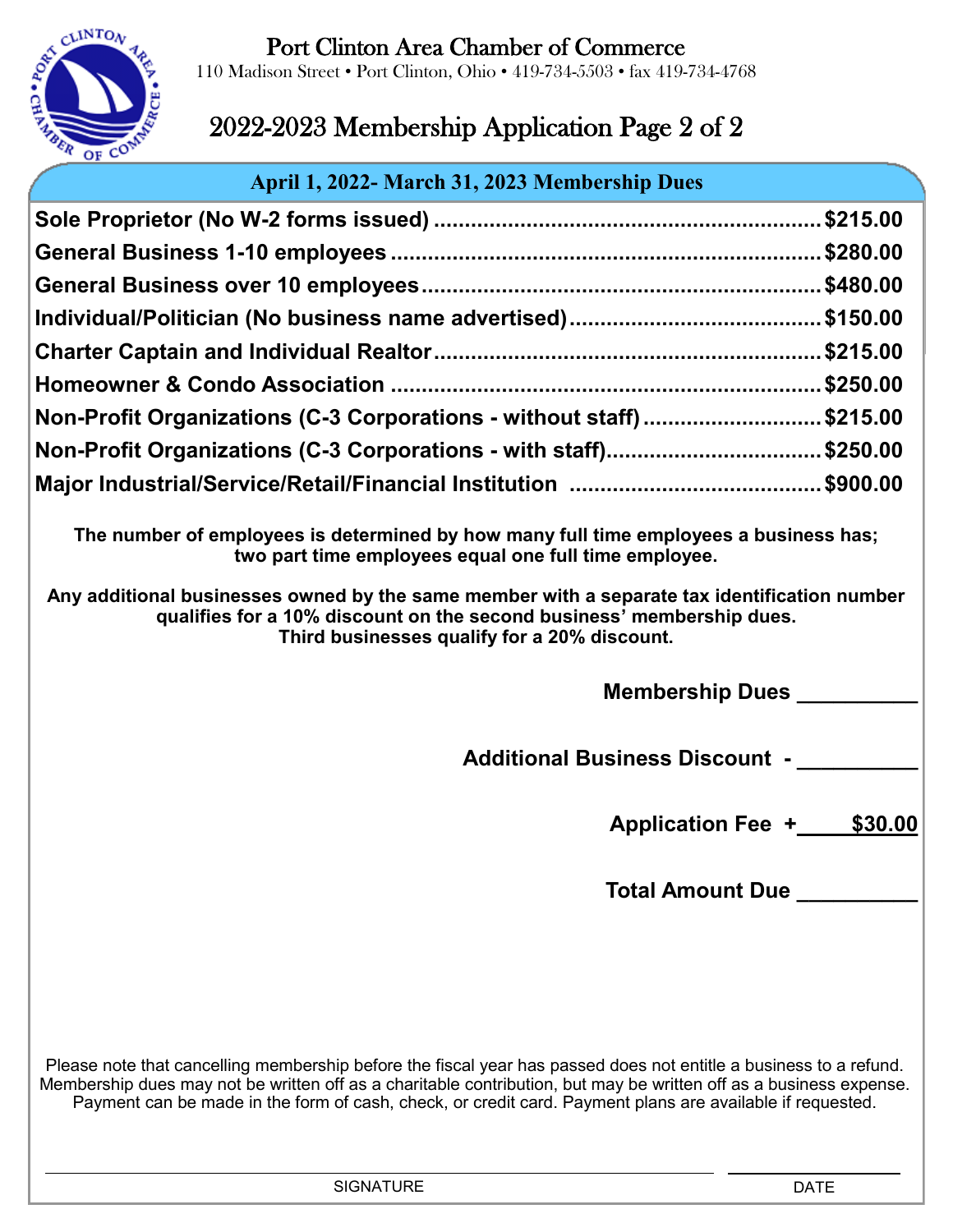# Port Clinton Area Chamber of Commerce

110 Madison Street • Port Clinton, Ohio • 419-734-5503 • fax 419-734-4768

## 2022-2023 Membership Application Page 2 of 2

### April 1, 2022- March 31, 2023 Membership Dues

| | |
|---|---|
| **Sole Proprietor (No W-2 forms issued)** | **$215.00** |
| **General Business 1-10 employees** | **$280.00** |
| **General Business over 10 employees** | **$480.00** |
| **Individual/Politician (No business name advertised)** | **$150.00** |
| **Charter Captain and Individual Realtor** | **$215.00** |
| **Homeowner & Condo Association** | **$250.00** |
| **Non-Profit Organizations (C-3 Corporations - without staff)** | **$215.00** |
| **Non-Profit Organizations (C-3 Corporations - with staff)** | **$250.00** |
| **Major Industrial/Service/Retail/Financial Institution** | **$900.00** |

**The number of employees is determined by how many full time employees a business has; two part time employees equal one full time employee.**

**Any additional businesses owned by the same member with a separate tax identification number qualifies for a 10% discount on the second business' membership dues. Third businesses qualify for a 20% discount.**

**Membership Dues** __________

**Additional Business Discount -** __________

**Application Fee +** $30.00

**Total Amount Due** __________

Please note that cancelling membership before the fiscal year has passed does not entitle a business to a refund. Membership dues may not be written off as a charitable contribution, but may be written off as a business expense. Payment can be made in the form of cash, check, or credit card. Payment plans are available if requested.

SIGNATURE ______________________ DATE __________